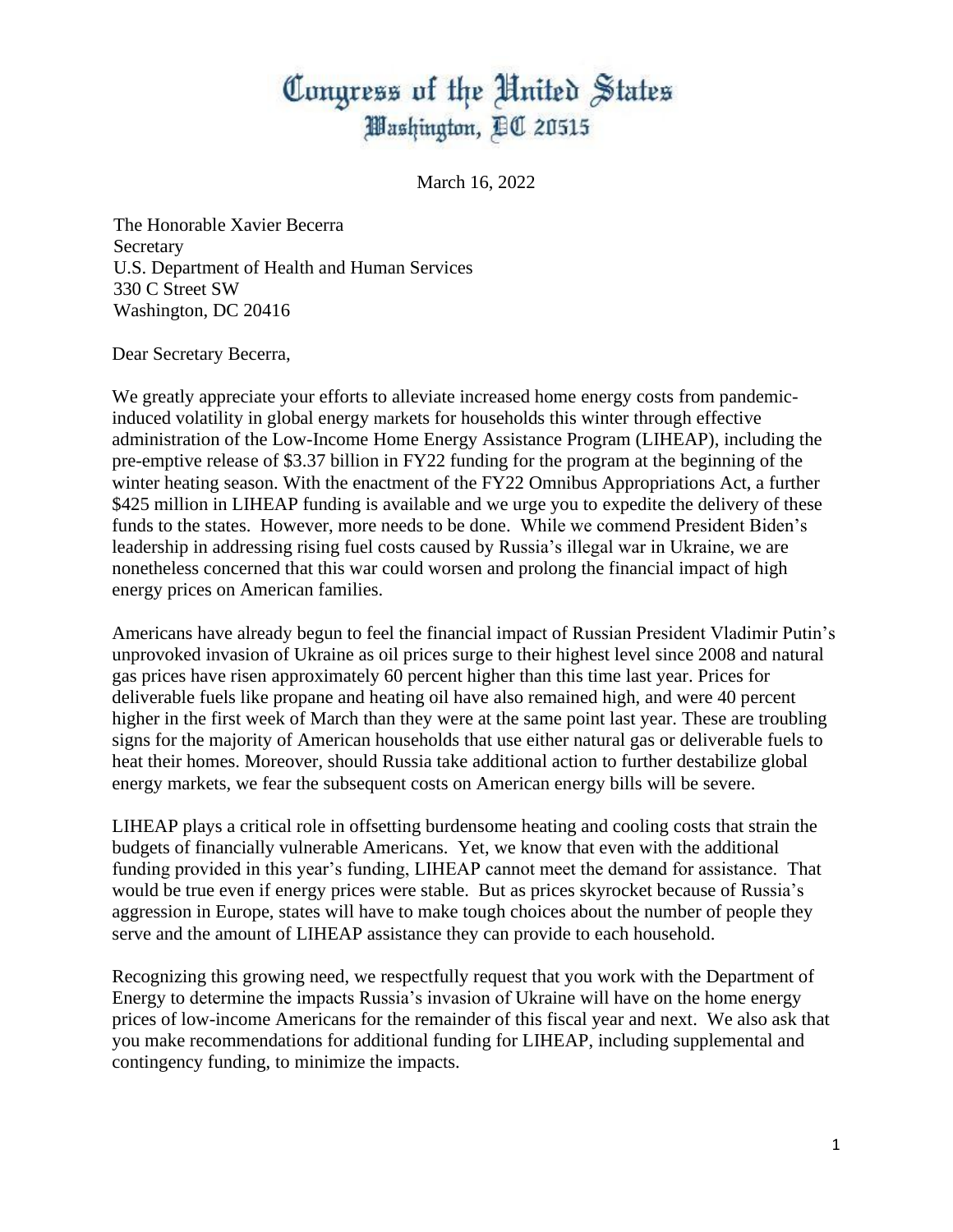# Congress of the United States
## Washington, DC 20515

March 16, 2022

The Honorable Xavier Becerra
Secretary
U.S. Department of Health and Human Services
330 C Street SW
Washington, DC 20416

Dear Secretary Becerra,

We greatly appreciate your efforts to alleviate increased home energy costs from pandemic-induced volatility in global energy markets for households this winter through effective administration of the Low-Income Home Energy Assistance Program (LIHEAP), including the pre-emptive release of $3.37 billion in FY22 funding for the program at the beginning of the winter heating season. With the enactment of the FY22 Omnibus Appropriations Act, a further $425 million in LIHEAP funding is available and we urge you to expedite the delivery of these funds to the states. However, more needs to be done. While we commend President Biden's leadership in addressing rising fuel costs caused by Russia's illegal war in Ukraine, we are nonetheless concerned that this war could worsen and prolong the financial impact of high energy prices on American families.

Americans have already begun to feel the financial impact of Russian President Vladimir Putin's unprovoked invasion of Ukraine as oil prices surge to their highest level since 2008 and natural gas prices have risen approximately 60 percent higher than this time last year. Prices for deliverable fuels like propane and heating oil have also remained high, and were 40 percent higher in the first week of March than they were at the same point last year. These are troubling signs for the majority of American households that use either natural gas or deliverable fuels to heat their homes. Moreover, should Russia take additional action to further destabilize global energy markets, we fear the subsequent costs on American energy bills will be severe.

LIHEAP plays a critical role in offsetting burdensome heating and cooling costs that strain the budgets of financially vulnerable Americans. Yet, we know that even with the additional funding provided in this year's funding, LIHEAP cannot meet the demand for assistance. That would be true even if energy prices were stable. But as prices skyrocket because of Russia's aggression in Europe, states will have to make tough choices about the number of people they serve and the amount of LIHEAP assistance they can provide to each household.

Recognizing this growing need, we respectfully request that you work with the Department of Energy to determine the impacts Russia's invasion of Ukraine will have on the home energy prices of low-income Americans for the remainder of this fiscal year and next. We also ask that you make recommendations for additional funding for LIHEAP, including supplemental and contingency funding, to minimize the impacts.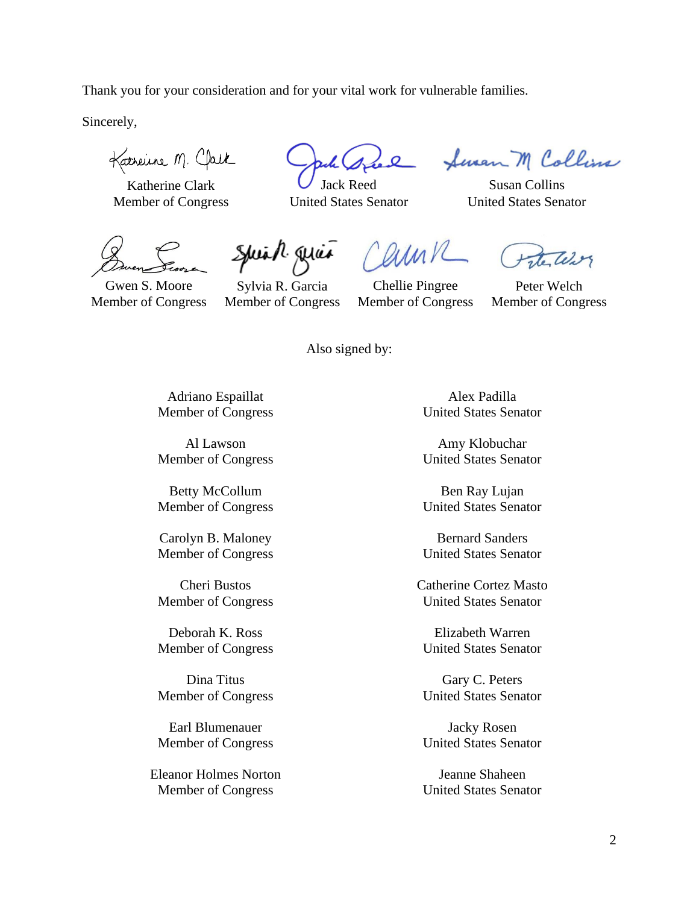Thank you for your consideration and for your vital work for vulnerable families.

Sincerely,

Katherine Clark
Member of Congress

Jack Reed
United States Senator

Susan Collins
United States Senator

Gwen S. Moore
Member of Congress

Sylvia R. Garcia
Member of Congress

Chellie Pingree
Member of Congress

Peter Welch
Member of Congress

Also signed by:

Adriano Espaillat
Member of Congress

Al Lawson
Member of Congress

Betty McCollum
Member of Congress

Carolyn B. Maloney
Member of Congress

Cheri Bustos
Member of Congress

Deborah K. Ross
Member of Congress

Dina Titus
Member of Congress

Earl Blumenauer
Member of Congress

Eleanor Holmes Norton
Member of Congress

Alex Padilla
United States Senator

Amy Klobuchar
United States Senator

Ben Ray Lujan
United States Senator

Bernard Sanders
United States Senator

Catherine Cortez Masto
United States Senator

Elizabeth Warren
United States Senator

Gary C. Peters
United States Senator

Jacky Rosen
United States Senator

Jeanne Shaheen
United States Senator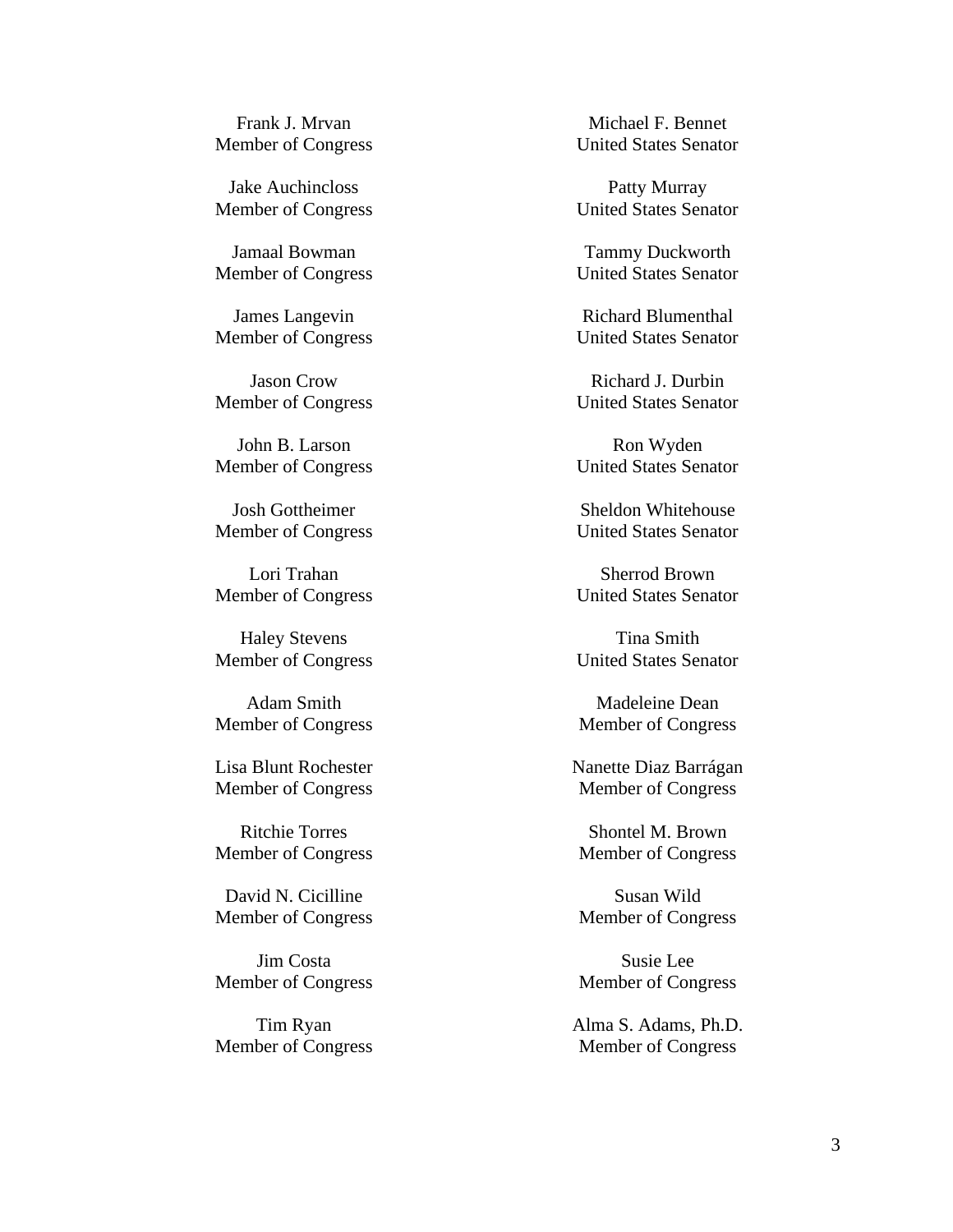Frank J. Mrvan
Member of Congress

Jake Auchincloss
Member of Congress

Jamaal Bowman
Member of Congress

James Langevin
Member of Congress

Jason Crow
Member of Congress

John B. Larson
Member of Congress

Josh Gottheimer
Member of Congress

Lori Trahan
Member of Congress

Haley Stevens
Member of Congress

Adam Smith
Member of Congress

Lisa Blunt Rochester
Member of Congress

Ritchie Torres
Member of Congress

David N. Cicilline
Member of Congress

Jim Costa
Member of Congress

Tim Ryan
Member of Congress

Michael F. Bennet
United States Senator

Patty Murray
United States Senator

Tammy Duckworth
United States Senator

Richard Blumenthal
United States Senator

Richard J. Durbin
United States Senator

Ron Wyden
United States Senator

Sheldon Whitehouse
United States Senator

Sherrod Brown
United States Senator

Tina Smith
United States Senator

Madeleine Dean
Member of Congress

Nanette Diaz Barrágan
Member of Congress

Shontel M. Brown
Member of Congress

Susan Wild
Member of Congress

Susie Lee
Member of Congress

Alma S. Adams, Ph.D.
Member of Congress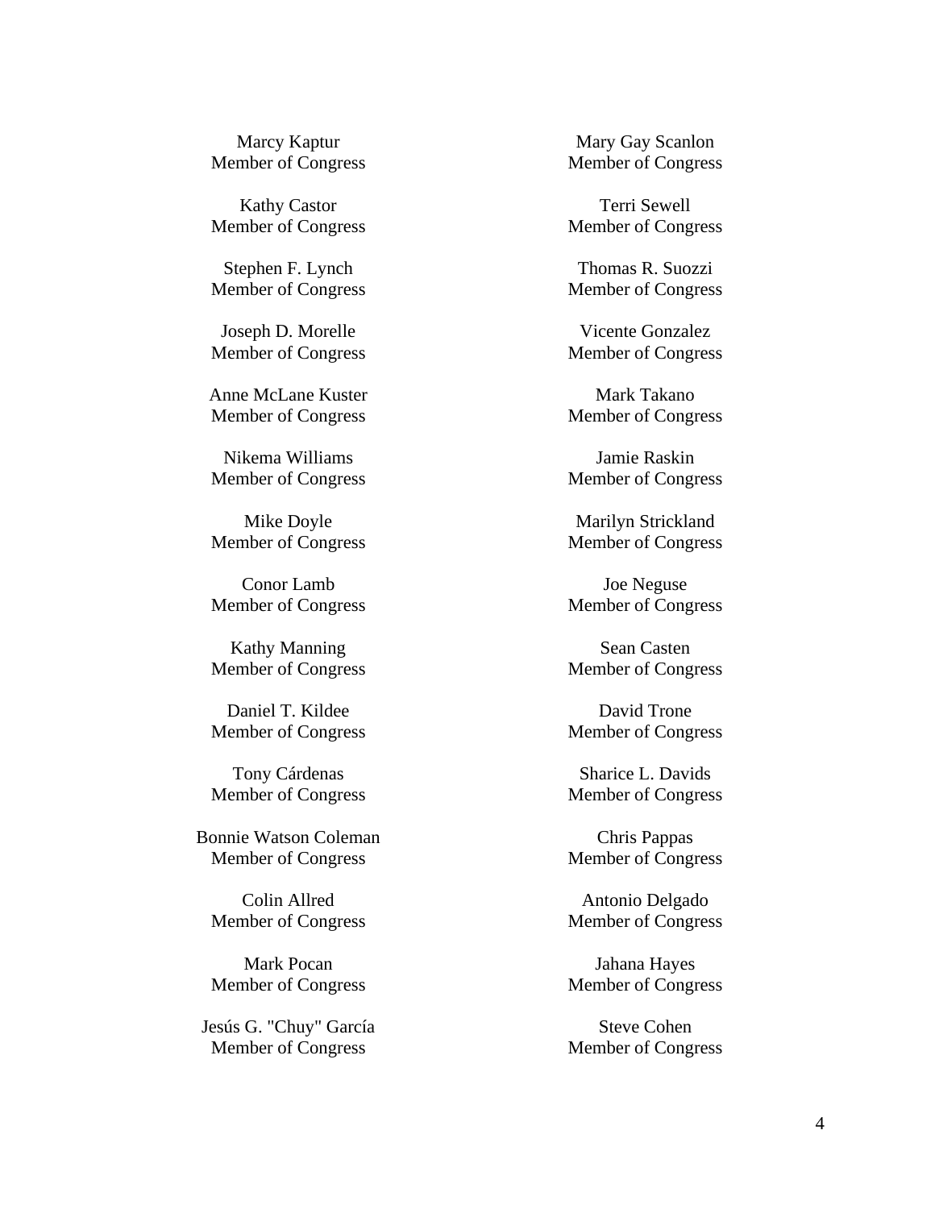Marcy Kaptur
Member of Congress

Kathy Castor
Member of Congress

Stephen F. Lynch
Member of Congress

Joseph D. Morelle
Member of Congress

Anne McLane Kuster
Member of Congress

Nikema Williams
Member of Congress

Mike Doyle
Member of Congress

Conor Lamb
Member of Congress

Kathy Manning
Member of Congress

Daniel T. Kildee
Member of Congress

Tony Cárdenas
Member of Congress

Bonnie Watson Coleman
Member of Congress

Colin Allred
Member of Congress

Mark Pocan
Member of Congress

Jesús G. "Chuy" García
Member of Congress

Mary Gay Scanlon
Member of Congress

Terri Sewell
Member of Congress

Thomas R. Suozzi
Member of Congress

Vicente Gonzalez
Member of Congress

Mark Takano
Member of Congress

Jamie Raskin
Member of Congress

Marilyn Strickland
Member of Congress

Joe Neguse
Member of Congress

Sean Casten
Member of Congress

David Trone
Member of Congress

Sharice L. Davids
Member of Congress

Chris Pappas
Member of Congress

Antonio Delgado
Member of Congress

Jahana Hayes
Member of Congress

Steve Cohen
Member of Congress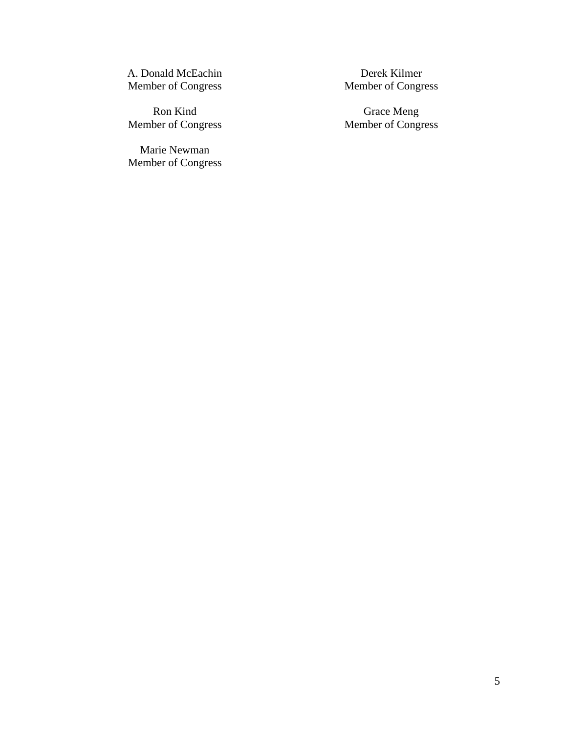A. Donald McEachin
Member of Congress

Derek Kilmer
Member of Congress

Ron Kind
Member of Congress

Grace Meng
Member of Congress

Marie Newman
Member of Congress